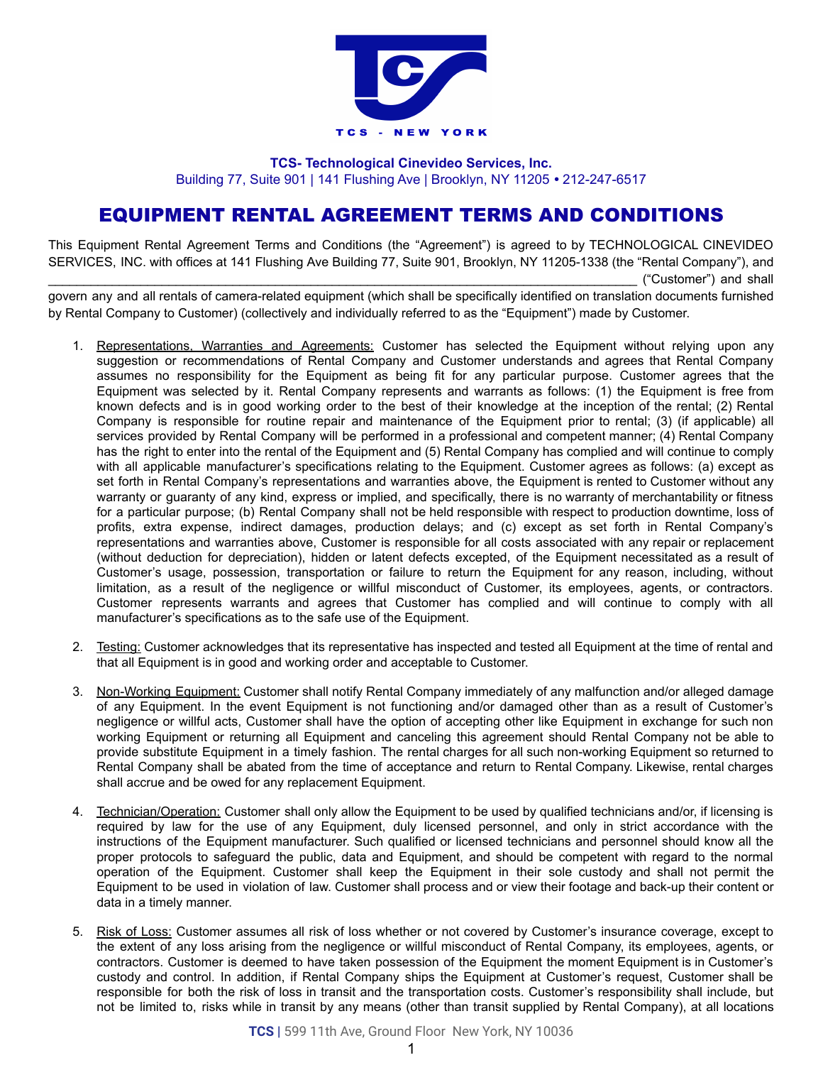TCS - NEW YORK

**TCS- Technological Cinevideo Services, Inc.**
Building 77, Suite 901 | 141 Flushing Ave | Brooklyn, NY 11205 • 212-247-6517

# EQUIPMENT RENTAL AGREEMENT TERMS AND CONDITIONS

This Equipment Rental Agreement Terms and Conditions (the "Agreement") is agreed to by TECHNOLOGICAL CINEVIDEO SERVICES, INC. with offices at 141 Flushing Ave Building 77, Suite 901, Brooklyn, NY 11205-1338 (the "Rental Company"), and ____________________________________________________________ ("Customer") and shall govern any and all rentals of camera-related equipment (which shall be specifically identified on translation documents furnished by Rental Company to Customer) (collectively and individually referred to as the "Equipment") made by Customer.

1. Representations, Warranties and Agreements: Customer has selected the Equipment without relying upon any suggestion or recommendations of Rental Company and Customer understands and agrees that Rental Company assumes no responsibility for the Equipment as being fit for any particular purpose. Customer agrees that the Equipment was selected by it. Rental Company represents and warrants as follows: (1) the Equipment is free from known defects and is in good working order to the best of their knowledge at the inception of the rental; (2) Rental Company is responsible for routine repair and maintenance of the Equipment prior to rental; (3) (if applicable) all services provided by Rental Company will be performed in a professional and competent manner; (4) Rental Company has the right to enter into the rental of the Equipment and (5) Rental Company has complied and will continue to comply with all applicable manufacturer's specifications relating to the Equipment. Customer agrees as follows: (a) except as set forth in Rental Company's representations and warranties above, the Equipment is rented to Customer without any warranty or guaranty of any kind, express or implied, and specifically, there is no warranty of merchantability or fitness for a particular purpose; (b) Rental Company shall not be held responsible with respect to production downtime, loss of profits, extra expense, indirect damages, production delays; and (c) except as set forth in Rental Company's representations and warranties above, Customer is responsible for all costs associated with any repair or replacement (without deduction for depreciation), hidden or latent defects excepted, of the Equipment necessitated as a result of Customer's usage, possession, transportation or failure to return the Equipment for any reason, including, without limitation, as a result of the negligence or willful misconduct of Customer, its employees, agents, or contractors. Customer represents warrants and agrees that Customer has complied and will continue to comply with all manufacturer's specifications as to the safe use of the Equipment.

2. Testing: Customer acknowledges that its representative has inspected and tested all Equipment at the time of rental and that all Equipment is in good and working order and acceptable to Customer.

3. Non-Working Equipment: Customer shall notify Rental Company immediately of any malfunction and/or alleged damage of any Equipment. In the event Equipment is not functioning and/or damaged other than as a result of Customer's negligence or willful acts, Customer shall have the option of accepting other like Equipment in exchange for such non working Equipment or returning all Equipment and canceling this agreement should Rental Company not be able to provide substitute Equipment in a timely fashion. The rental charges for all such non-working Equipment so returned to Rental Company shall be abated from the time of acceptance and return to Rental Company. Likewise, rental charges shall accrue and be owed for any replacement Equipment.

4. Technician/Operation: Customer shall only allow the Equipment to be used by qualified technicians and/or, if licensing is required by law for the use of any Equipment, duly licensed personnel, and only in strict accordance with the instructions of the Equipment manufacturer. Such qualified or licensed technicians and personnel should know all the proper protocols to safeguard the public, data and Equipment, and should be competent with regard to the normal operation of the Equipment. Customer shall keep the Equipment in their sole custody and shall not permit the Equipment to be used in violation of law. Customer shall process and or view their footage and back-up their content or data in a timely manner.

5. Risk of Loss: Customer assumes all risk of loss whether or not covered by Customer's insurance coverage, except to the extent of any loss arising from the negligence or willful misconduct of Rental Company, its employees, agents, or contractors. Customer is deemed to have taken possession of the Equipment the moment Equipment is in Customer's custody and control. In addition, if Rental Company ships the Equipment at Customer's request, Customer shall be responsible for both the risk of loss in transit and the transportation costs. Customer's responsibility shall include, but not be limited to, risks while in transit by any means (other than transit supplied by Rental Company), at all locations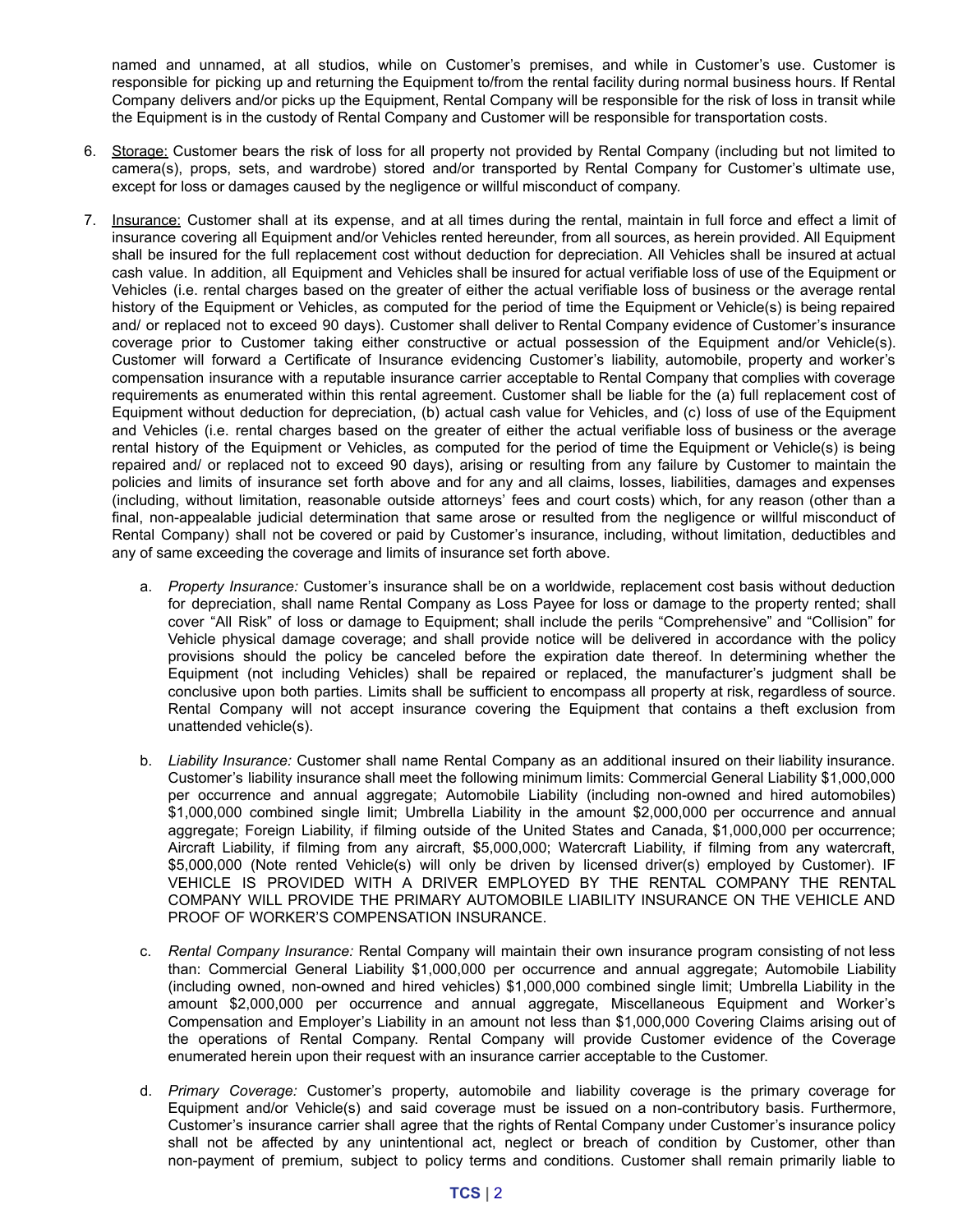named and unnamed, at all studios, while on Customer's premises, and while in Customer's use. Customer is responsible for picking up and returning the Equipment to/from the rental facility during normal business hours. If Rental Company delivers and/or picks up the Equipment, Rental Company will be responsible for the risk of loss in transit while the Equipment is in the custody of Rental Company and Customer will be responsible for transportation costs.

6. Storage: Customer bears the risk of loss for all property not provided by Rental Company (including but not limited to camera(s), props, sets, and wardrobe) stored and/or transported by Rental Company for Customer's ultimate use, except for loss or damages caused by the negligence or willful misconduct of company.

7. Insurance: Customer shall at its expense, and at all times during the rental, maintain in full force and effect a limit of insurance covering all Equipment and/or Vehicles rented hereunder, from all sources, as herein provided. All Equipment shall be insured for the full replacement cost without deduction for depreciation. All Vehicles shall be insured at actual cash value. In addition, all Equipment and Vehicles shall be insured for actual verifiable loss of use of the Equipment or Vehicles (i.e. rental charges based on the greater of either the actual verifiable loss of business or the average rental history of the Equipment or Vehicles, as computed for the period of time the Equipment or Vehicle(s) is being repaired and/ or replaced not to exceed 90 days). Customer shall deliver to Rental Company evidence of Customer's insurance coverage prior to Customer taking either constructive or actual possession of the Equipment and/or Vehicle(s). Customer will forward a Certificate of Insurance evidencing Customer's liability, automobile, property and worker's compensation insurance with a reputable insurance carrier acceptable to Rental Company that complies with coverage requirements as enumerated within this rental agreement. Customer shall be liable for the (a) full replacement cost of Equipment without deduction for depreciation, (b) actual cash value for Vehicles, and (c) loss of use of the Equipment and Vehicles (i.e. rental charges based on the greater of either the actual verifiable loss of business or the average rental history of the Equipment or Vehicles, as computed for the period of time the Equipment or Vehicle(s) is being repaired and/ or replaced not to exceed 90 days), arising or resulting from any failure by Customer to maintain the policies and limits of insurance set forth above and for any and all claims, losses, liabilities, damages and expenses (including, without limitation, reasonable outside attorneys' fees and court costs) which, for any reason (other than a final, non-appealable judicial determination that same arose or resulted from the negligence or willful misconduct of Rental Company) shall not be covered or paid by Customer's insurance, including, without limitation, deductibles and any of same exceeding the coverage and limits of insurance set forth above.

   a. *Property Insurance:* Customer's insurance shall be on a worldwide, replacement cost basis without deduction for depreciation, shall name Rental Company as Loss Payee for loss or damage to the property rented; shall cover "All Risk" of loss or damage to Equipment; shall include the perils "Comprehensive" and "Collision" for Vehicle physical damage coverage; and shall provide notice will be delivered in accordance with the policy provisions should the policy be canceled before the expiration date thereof. In determining whether the Equipment (not including Vehicles) shall be repaired or replaced, the manufacturer's judgment shall be conclusive upon both parties. Limits shall be sufficient to encompass all property at risk, regardless of source. Rental Company will not accept insurance covering the Equipment that contains a theft exclusion from unattended vehicle(s).

   b. *Liability Insurance:* Customer shall name Rental Company as an additional insured on their liability insurance. Customer's liability insurance shall meet the following minimum limits: Commercial General Liability $1,000,000 per occurrence and annual aggregate; Automobile Liability (including non-owned and hired automobiles) $1,000,000 combined single limit; Umbrella Liability in the amount $2,000,000 per occurrence and annual aggregate; Foreign Liability, if filming outside of the United States and Canada, $1,000,000 per occurrence; Aircraft Liability, if filming from any aircraft, $5,000,000; Watercraft Liability, if filming from any watercraft, $5,000,000 (Note rented Vehicle(s) will only be driven by licensed driver(s) employed by Customer). IF VEHICLE IS PROVIDED WITH A DRIVER EMPLOYED BY THE RENTAL COMPANY THE RENTAL COMPANY WILL PROVIDE THE PRIMARY AUTOMOBILE LIABILITY INSURANCE ON THE VEHICLE AND PROOF OF WORKER'S COMPENSATION INSURANCE.

   c. *Rental Company Insurance:* Rental Company will maintain their own insurance program consisting of not less than: Commercial General Liability $1,000,000 per occurrence and annual aggregate; Automobile Liability (including owned, non-owned and hired vehicles) $1,000,000 combined single limit; Umbrella Liability in the amount $2,000,000 per occurrence and annual aggregate, Miscellaneous Equipment and Worker's Compensation and Employer's Liability in an amount not less than $1,000,000 Covering Claims arising out of the operations of Rental Company. Rental Company will provide Customer evidence of the Coverage enumerated herein upon their request with an insurance carrier acceptable to the Customer.

   d. *Primary Coverage:* Customer's property, automobile and liability coverage is the primary coverage for Equipment and/or Vehicle(s) and said coverage must be issued on a non-contributory basis. Furthermore, Customer's insurance carrier shall agree that the rights of Rental Company under Customer's insurance policy shall not be affected by any unintentional act, neglect or breach of condition by Customer, other than non-payment of premium, subject to policy terms and conditions. Customer shall remain primarily liable to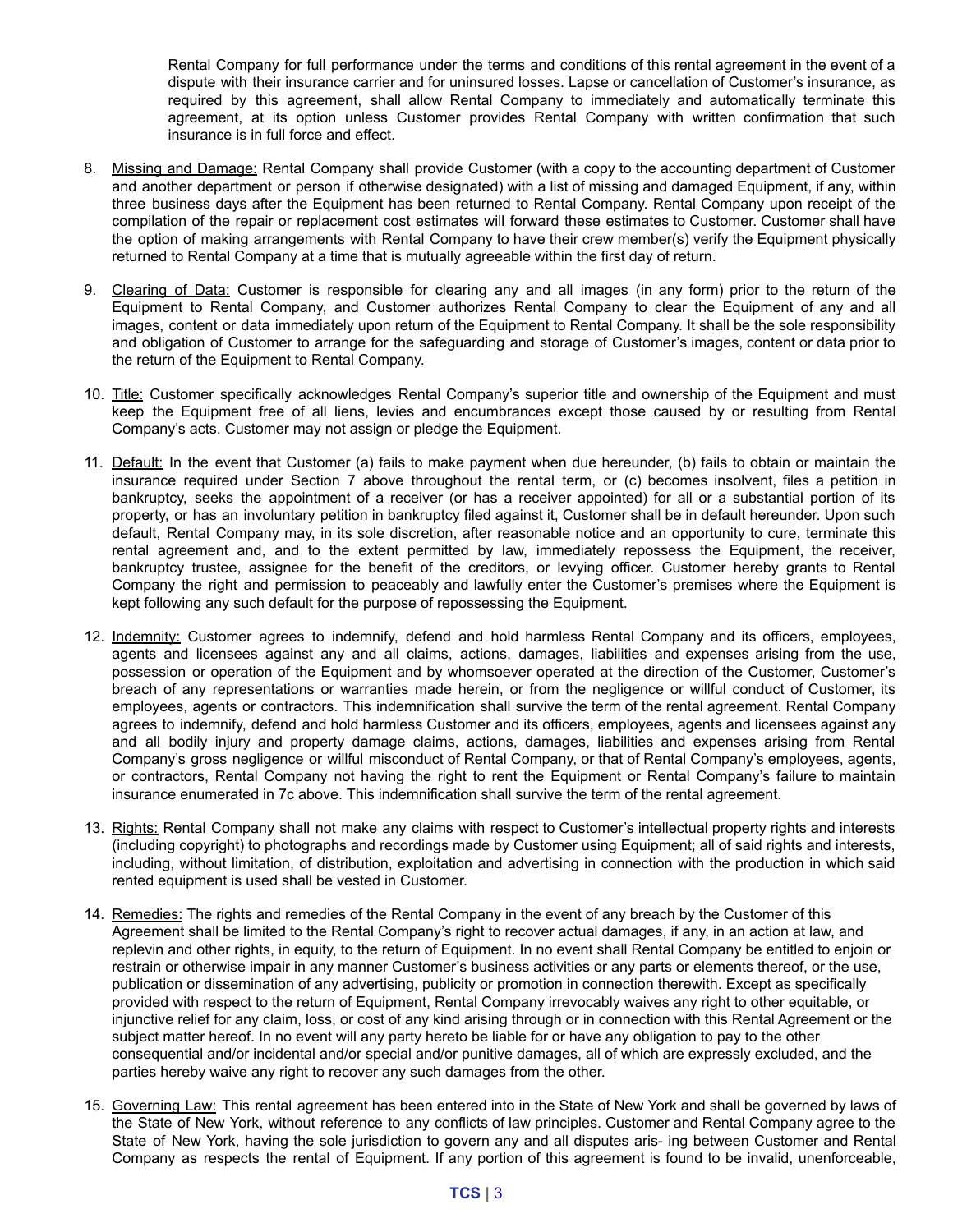Rental Company for full performance under the terms and conditions of this rental agreement in the event of a dispute with their insurance carrier and for uninsured losses. Lapse or cancellation of Customer's insurance, as required by this agreement, shall allow Rental Company to immediately and automatically terminate this agreement, at its option unless Customer provides Rental Company with written confirmation that such insurance is in full force and effect.

8. Missing and Damage: Rental Company shall provide Customer (with a copy to the accounting department of Customer and another department or person if otherwise designated) with a list of missing and damaged Equipment, if any, within three business days after the Equipment has been returned to Rental Company. Rental Company upon receipt of the compilation of the repair or replacement cost estimates will forward these estimates to Customer. Customer shall have the option of making arrangements with Rental Company to have their crew member(s) verify the Equipment physically returned to Rental Company at a time that is mutually agreeable within the first day of return.

9. Clearing of Data: Customer is responsible for clearing any and all images (in any form) prior to the return of the Equipment to Rental Company, and Customer authorizes Rental Company to clear the Equipment of any and all images, content or data immediately upon return of the Equipment to Rental Company. It shall be the sole responsibility and obligation of Customer to arrange for the safeguarding and storage of Customer's images, content or data prior to the return of the Equipment to Rental Company.

10. Title: Customer specifically acknowledges Rental Company's superior title and ownership of the Equipment and must keep the Equipment free of all liens, levies and encumbrances except those caused by or resulting from Rental Company's acts. Customer may not assign or pledge the Equipment.

11. Default: In the event that Customer (a) fails to make payment when due hereunder, (b) fails to obtain or maintain the insurance required under Section 7 above throughout the rental term, or (c) becomes insolvent, files a petition in bankruptcy, seeks the appointment of a receiver (or has a receiver appointed) for all or a substantial portion of its property, or has an involuntary petition in bankruptcy filed against it, Customer shall be in default hereunder. Upon such default, Rental Company may, in its sole discretion, after reasonable notice and an opportunity to cure, terminate this rental agreement and, and to the extent permitted by law, immediately repossess the Equipment, the receiver, bankruptcy trustee, assignee for the benefit of the creditors, or levying officer. Customer hereby grants to Rental Company the right and permission to peaceably and lawfully enter the Customer's premises where the Equipment is kept following any such default for the purpose of repossessing the Equipment.

12. Indemnity: Customer agrees to indemnify, defend and hold harmless Rental Company and its officers, employees, agents and licensees against any and all claims, actions, damages, liabilities and expenses arising from the use, possession or operation of the Equipment and by whomsoever operated at the direction of the Customer, Customer's breach of any representations or warranties made herein, or from the negligence or willful conduct of Customer, its employees, agents or contractors. This indemnification shall survive the term of the rental agreement. Rental Company agrees to indemnify, defend and hold harmless Customer and its officers, employees, agents and licensees against any and all bodily injury and property damage claims, actions, damages, liabilities and expenses arising from Rental Company's gross negligence or willful misconduct of Rental Company, or that of Rental Company's employees, agents, or contractors, Rental Company not having the right to rent the Equipment or Rental Company's failure to maintain insurance enumerated in 7c above. This indemnification shall survive the term of the rental agreement.

13. Rights: Rental Company shall not make any claims with respect to Customer's intellectual property rights and interests (including copyright) to photographs and recordings made by Customer using Equipment; all of said rights and interests, including, without limitation, of distribution, exploitation and advertising in connection with the production in which said rented equipment is used shall be vested in Customer.

14. Remedies: The rights and remedies of the Rental Company in the event of any breach by the Customer of this Agreement shall be limited to the Rental Company's right to recover actual damages, if any, in an action at law, and replevin and other rights, in equity, to the return of Equipment. In no event shall Rental Company be entitled to enjoin or restrain or otherwise impair in any manner Customer's business activities or any parts or elements thereof, or the use, publication or dissemination of any advertising, publicity or promotion in connection therewith. Except as specifically provided with respect to the return of Equipment, Rental Company irrevocably waives any right to other equitable, or injunctive relief for any claim, loss, or cost of any kind arising through or in connection with this Rental Agreement or the subject matter hereof. In no event will any party hereto be liable for or have any obligation to pay to the other consequential and/or incidental and/or special and/or punitive damages, all of which are expressly excluded, and the parties hereby waive any right to recover any such damages from the other.

15. Governing Law: This rental agreement has been entered into in the State of New York and shall be governed by laws of the State of New York, without reference to any conflicts of law principles. Customer and Rental Company agree to the State of New York, having the sole jurisdiction to govern any and all disputes aris- ing between Customer and Rental Company as respects the rental of Equipment. If any portion of this agreement is found to be invalid, unenforceable,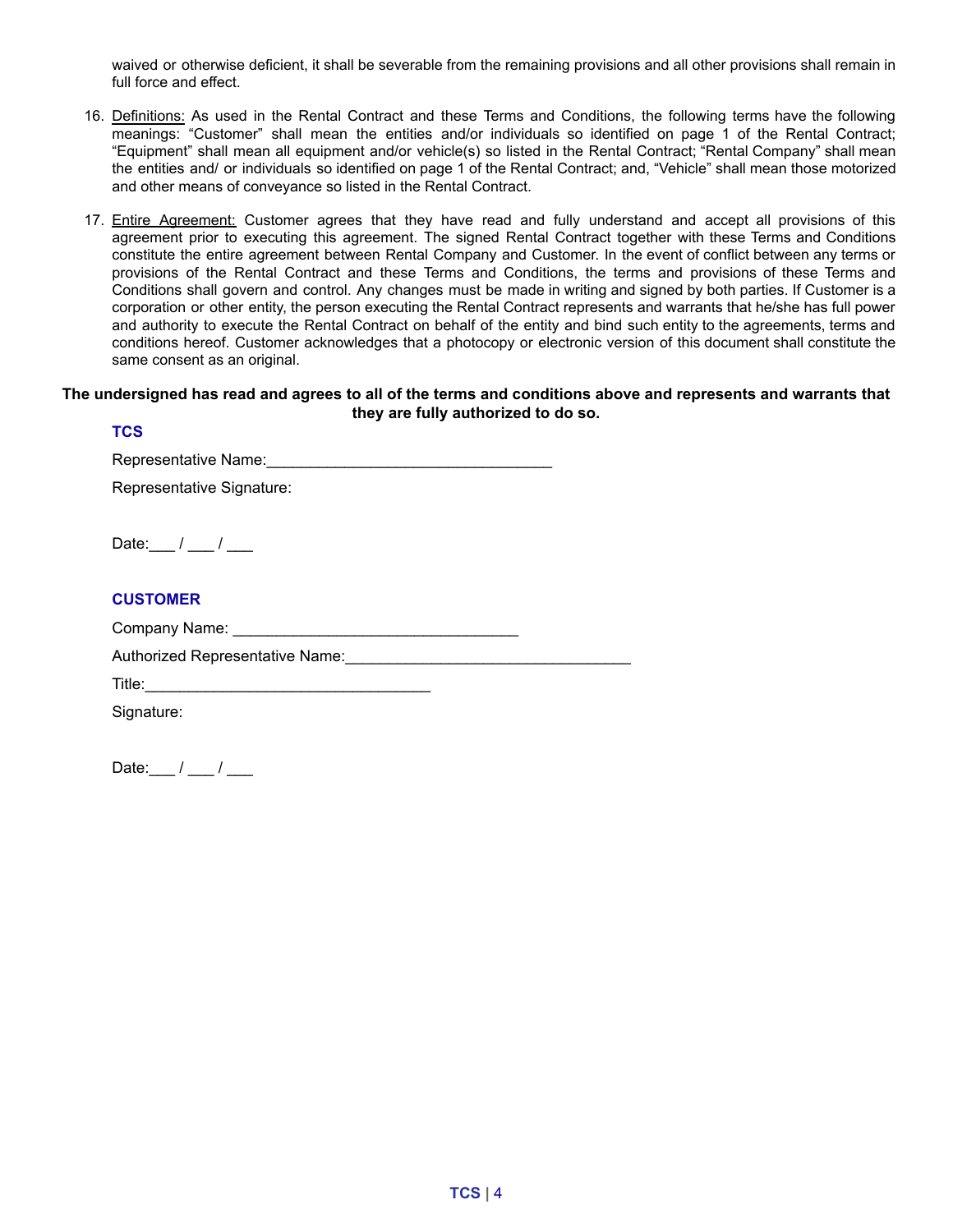waived or otherwise deficient, it shall be severable from the remaining provisions and all other provisions shall remain in full force and effect.

16. Definitions: As used in the Rental Contract and these Terms and Conditions, the following terms have the following meanings: “Customer” shall mean the entities and/or individuals so identified on page 1 of the Rental Contract; “Equipment” shall mean all equipment and/or vehicle(s) so listed in the Rental Contract; “Rental Company” shall mean the entities and/ or individuals so identified on page 1 of the Rental Contract; and, “Vehicle” shall mean those motorized and other means of conveyance so listed in the Rental Contract.

17. Entire Agreement: Customer agrees that they have read and fully understand and accept all provisions of this agreement prior to executing this agreement. The signed Rental Contract together with these Terms and Conditions constitute the entire agreement between Rental Company and Customer. In the event of conflict between any terms or provisions of the Rental Contract and these Terms and Conditions, the terms and provisions of these Terms and Conditions shall govern and control. Any changes must be made in writing and signed by both parties. If Customer is a corporation or other entity, the person executing the Rental Contract represents and warrants that he/she has full power and authority to execute the Rental Contract on behalf of the entity and bind such entity to the agreements, terms and conditions hereof. Customer acknowledges that a photocopy or electronic version of this document shall constitute the same consent as an original.

**The undersigned has read and agrees to all of the terms and conditions above and represents and warrants that they are fully authorized to do so.**

**TCS**

Representative Name:________________________________

Representative Signature:

Date:___ / ___ / ___

**CUSTOMER**

Company Name: ________________________________

Authorized Representative Name:________________________________

Title:________________________________

Signature:

Date:___ / ___ / ___